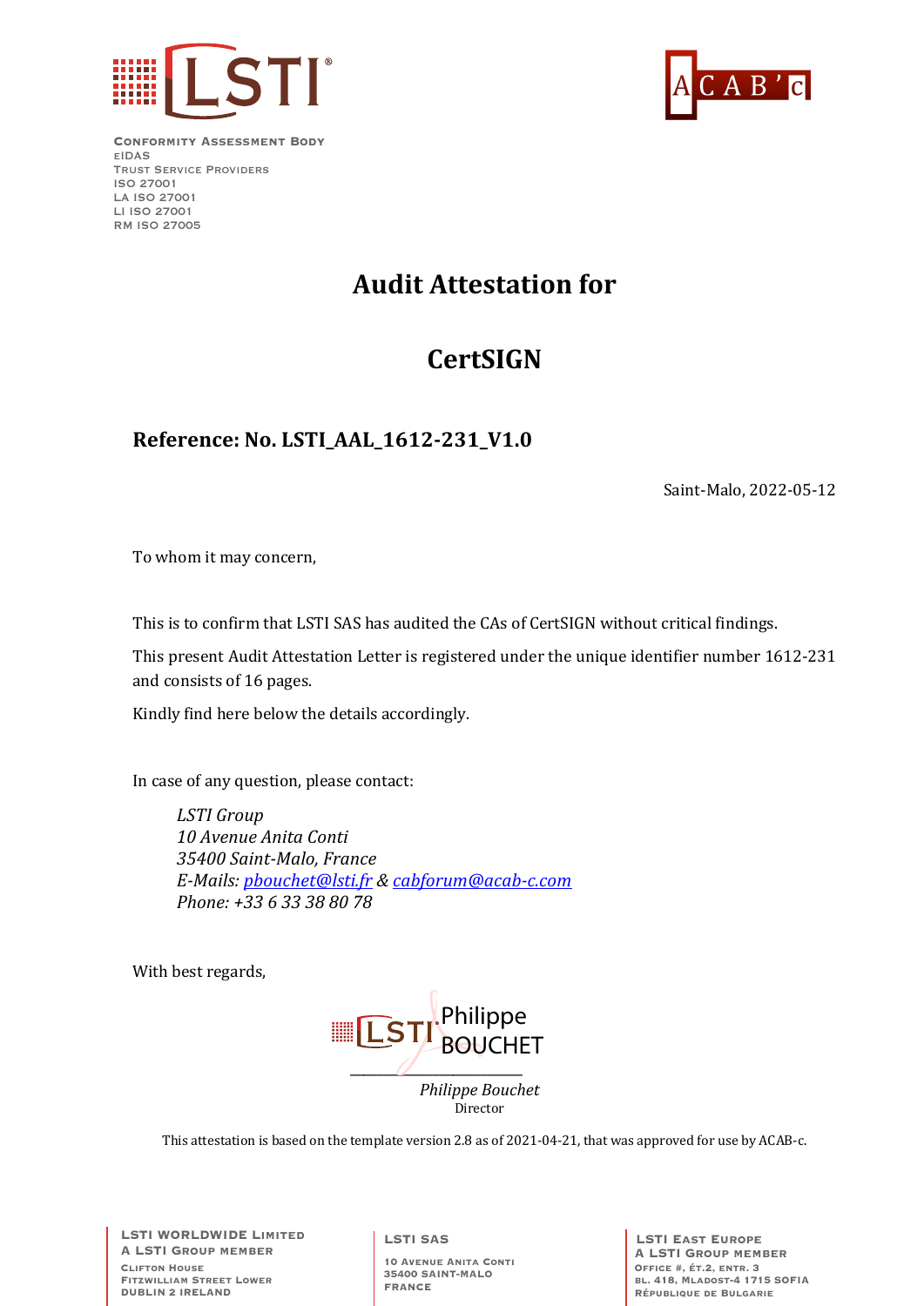Conformity Assessment Body
eIDAS
Trust Service Providers
ISO 27001
LA ISO 27001
LI ISO 27001
RM ISO 27005

# Audit Attestation for

# CertSIGN

## Reference: No. LSTI_AAL_1612-231_V1.0

Saint-Malo, 2022-05-12

To whom it may concern,

This is to confirm that LSTI SAS has audited the CAs of CertSIGN without critical findings.

This present Audit Attestation Letter is registered under the unique identifier number 1612-231 and consists of 16 pages.

Kindly find here below the details accordingly.

In case of any question, please contact:

*LSTI Group*
*10 Avenue Anita Conti*
*35400 Saint-Malo, France*
*E-Mails: pbouchet@lsti.fr & cabforum@acab-c.com*
*Phone: +33 6 33 38 80 78*

With best regards,

Philippe BOUCHET

*Philippe Bouchet*
Director

This attestation is based on the template version 2.8 as of 2021-04-21, that was approved for use by ACAB-c.

LSTI Worldwide Limited
A LSTI Group member
Clifton House
Fitzwilliam Street Lower
Dublin 2 Ireland

LSTI SAS
10 Avenue Anita Conti
35400 Saint-Malo
France

LSTI East Europe
A LSTI Group member
Office #, ét.2, entr. 3
bl. 418, Mladost-4 1715 Sofia
République de Bulgarie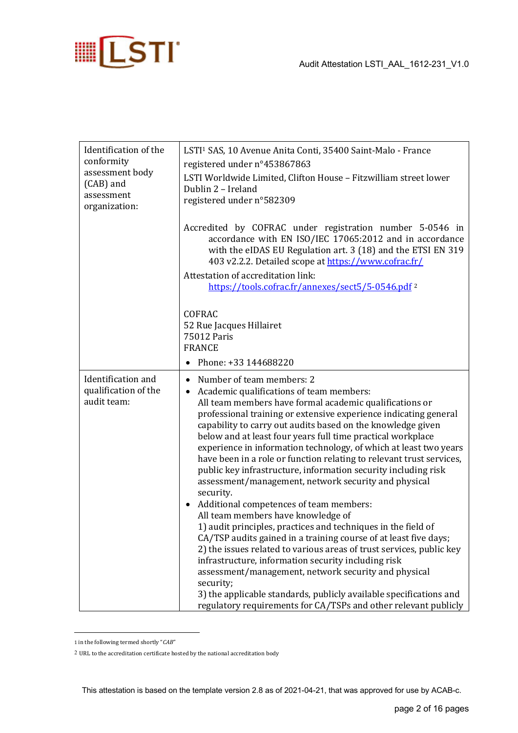| | |
|---|---|
| Identification of the conformity assessment body (CAB) and assessment organization: | LSTI[1] SAS, 10 Avenue Anita Conti, 35400 Saint-Malo - France<br>registered under n°453867863<br>LSTI Worldwide Limited, Clifton House – Fitzwilliam street lower Dublin 2 – Ireland<br>registered under n°582309<br><br>Accredited by COFRAC under registration number 5-0546 in accordance with EN ISO/IEC 17065:2012 and in accordance with the eIDAS EU Regulation art. 3 (18) and the ETSI EN 319 403 v2.2.2. Detailed scope at https://www.cofrac.fr/<br>Attestation of accreditation link: https://tools.cofrac.fr/annexes/sect5/5-0546.pdf [2]<br><br>COFRAC<br>52 Rue Jacques Hillairet<br>75012 Paris<br>FRANCE<br>• Phone: +33 144688220 |
| Identification and qualification of the audit team: | • Number of team members: 2<br>• Academic qualifications of team members:<br>All team members have formal academic qualifications or professional training or extensive experience indicating general capability to carry out audits based on the knowledge given below and at least four years full time practical workplace experience in information technology, of which at least two years have been in a role or function relating to relevant trust services, public key infrastructure, information security including risk assessment/management, network security and physical security.<br>• Additional competences of team members:<br>All team members have knowledge of<br>1) audit principles, practices and techniques in the field of CA/TSP audits gained in a training course of at least five days;<br>2) the issues related to various areas of trust services, public key infrastructure, information security including risk assessment/management, network security and physical security;<br>3) the applicable standards, publicly available specifications and regulatory requirements for CA/TSPs and other relevant publicly |

[1] in the following termed shortly "*CAB*"

[2] URL to the accreditation certificate hosted by the national accreditation body

This attestation is based on the template version 2.8 as of 2021-04-21, that was approved for use by ACAB-c.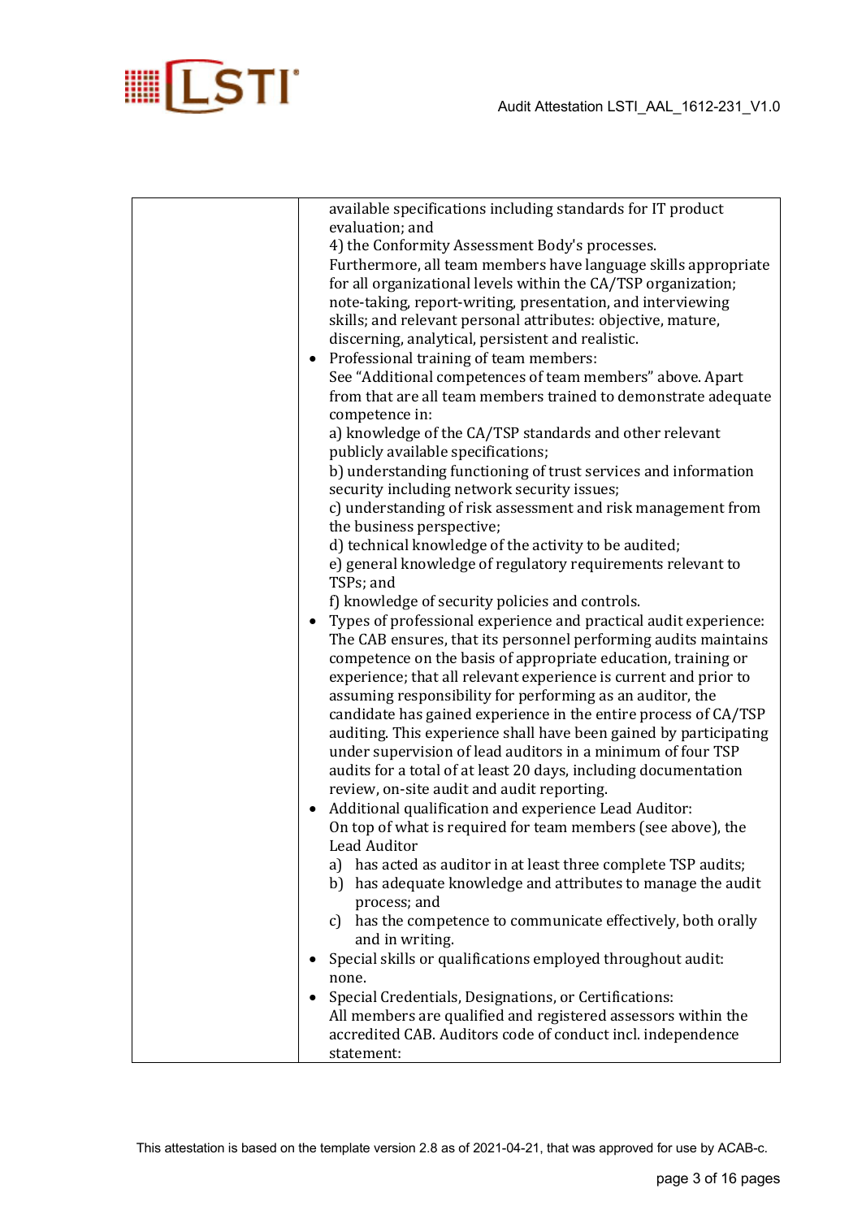| | available specifications including standards for IT product evaluation; and<br>4) the Conformity Assessment Body's processes.<br>Furthermore, all team members have language skills appropriate for all organizational levels within the CA/TSP organization; note-taking, report-writing, presentation, and interviewing skills; and relevant personal attributes: objective, mature, discerning, analytical, persistent and realistic.<br>• Professional training of team members:<br>See "Additional competences of team members" above. Apart from that are all team members trained to demonstrate adequate competence in:<br>a) knowledge of the CA/TSP standards and other relevant publicly available specifications;<br>b) understanding functioning of trust services and information security including network security issues;<br>c) understanding of risk assessment and risk management from the business perspective;<br>d) technical knowledge of the activity to be audited;<br>e) general knowledge of regulatory requirements relevant to TSPs; and<br>f) knowledge of security policies and controls.<br>• Types of professional experience and practical audit experience:<br>The CAB ensures, that its personnel performing audits maintains competence on the basis of appropriate education, training or experience; that all relevant experience is current and prior to assuming responsibility for performing as an auditor, the candidate has gained experience in the entire process of CA/TSP auditing. This experience shall have been gained by participating under supervision of lead auditors in a minimum of four TSP audits for a total of at least 20 days, including documentation review, on-site audit and audit reporting.<br>• Additional qualification and experience Lead Auditor:<br>On top of what is required for team members (see above), the Lead Auditor<br>a) has acted as auditor in at least three complete TSP audits;<br>b) has adequate knowledge and attributes to manage the audit process; and<br>c) has the competence to communicate effectively, both orally and in writing.<br>• Special skills or qualifications employed throughout audit:<br>none.<br>• Special Credentials, Designations, or Certifications:<br>All members are qualified and registered assessors within the accredited CAB. Auditors code of conduct incl. independence statement: |
|---|---|

This attestation is based on the template version 2.8 as of 2021-04-21, that was approved for use by ACAB-c.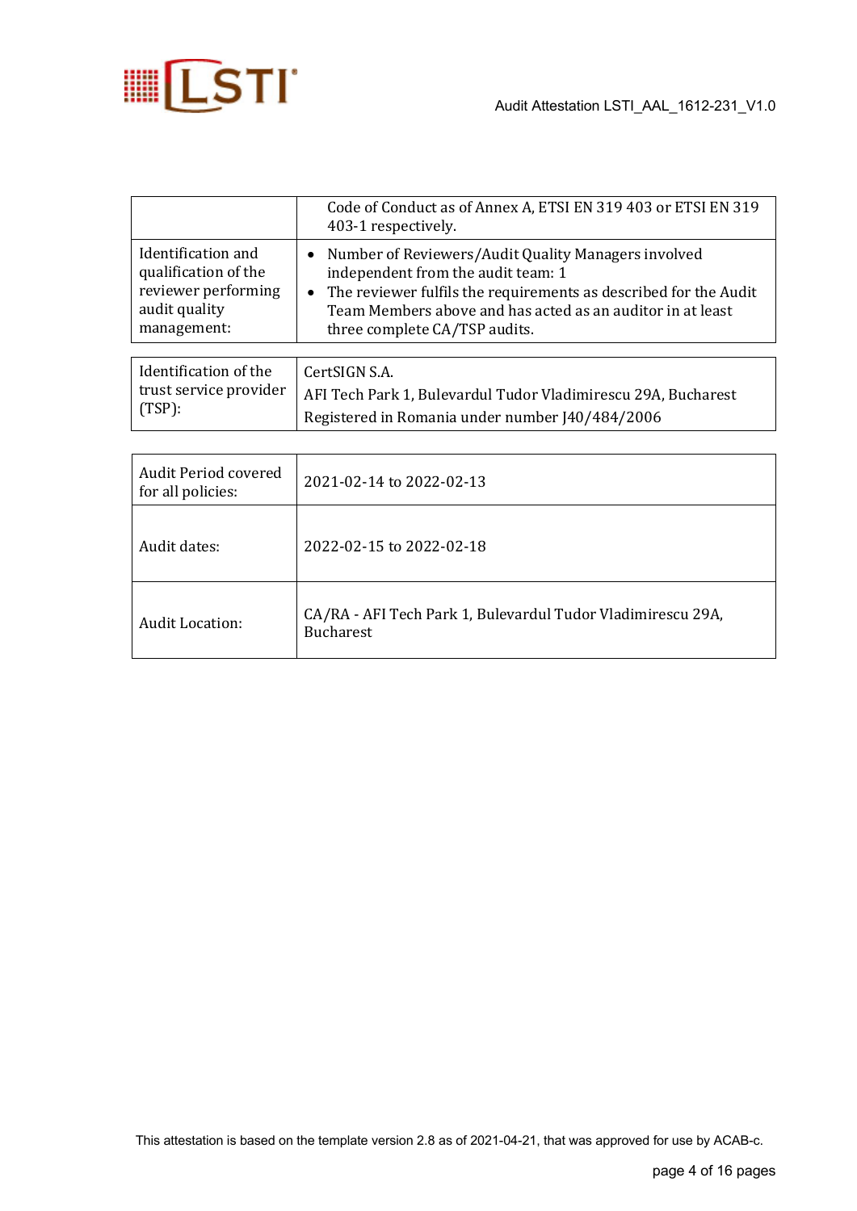| | |
|---|---|
| | Code of Conduct as of Annex A, ETSI EN 319 403 or ETSI EN 319 403-1 respectively. |
| Identification and qualification of the reviewer performing audit quality management: | • Number of Reviewers/Audit Quality Managers involved independent from the audit team: 1<br>• The reviewer fulfils the requirements as described for the Audit Team Members above and has acted as an auditor in at least three complete CA/TSP audits. |

| | |
|---|---|
| Identification of the trust service provider (TSP): | CertSIGN S.A.<br>AFI Tech Park 1, Bulevardul Tudor Vladimirescu 29A, Bucharest<br>Registered in Romania under number J40/484/2006 |

| | |
|---|---|
| Audit Period covered for all policies: | 2021-02-14 to 2022-02-13 |
| Audit dates: | 2022-02-15 to 2022-02-18 |
| Audit Location: | CA/RA - AFI Tech Park 1, Bulevardul Tudor Vladimirescu 29A, Bucharest |

This attestation is based on the template version 2.8 as of 2021-04-21, that was approved for use by ACAB-c.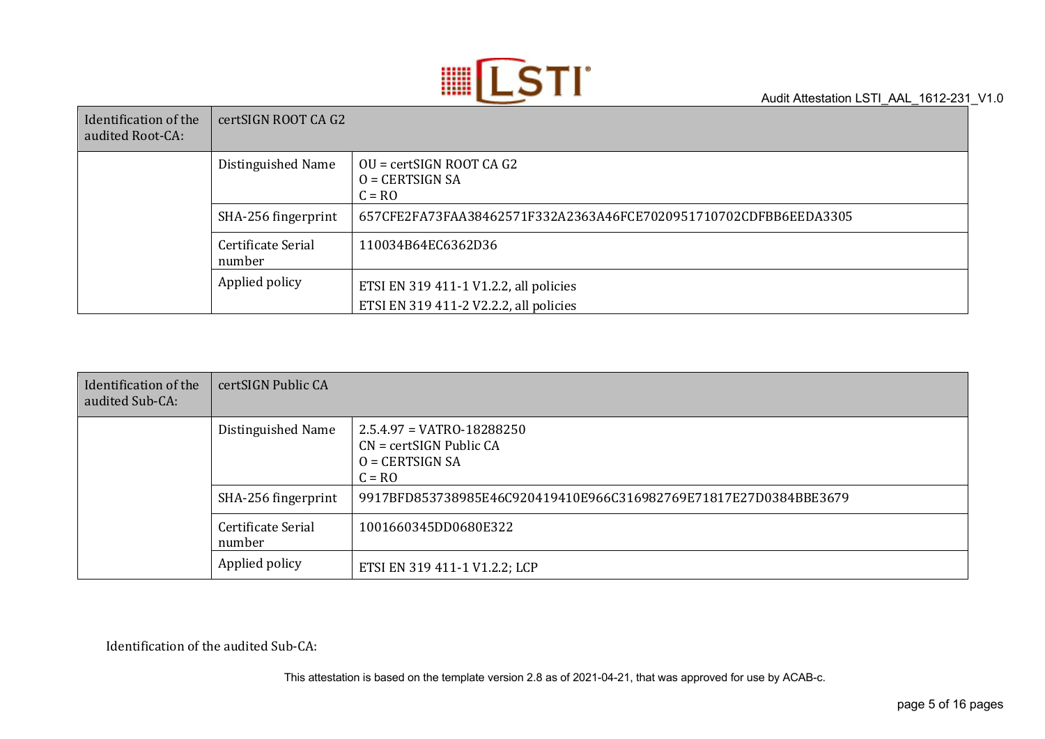| Identification of the audited Root-CA: | certSIGN ROOT CA G2 | |
|---|---|---|
| | Distinguished Name | OU = certSIGN ROOT CA G2<br>O = CERTSIGN SA<br>C = RO |
| | SHA-256 fingerprint | 657CFE2FA73FAA38462571F332A2363A46FCE7020951710702CDFBB6EEDA3305 |
| | Certificate Serial number | 110034B64EC6362D36 |
| | Applied policy | ETSI EN 319 411-1 V1.2.2, all policies<br>ETSI EN 319 411-2 V2.2.2, all policies |

| Identification of the audited Sub-CA: | certSIGN Public CA | |
|---|---|---|
| | Distinguished Name | 2.5.4.97 = VATRO-18288250<br>CN = certSIGN Public CA<br>O = CERTSIGN SA<br>C = RO |
| | SHA-256 fingerprint | 9917BFD853738985E46C920419410E966C316982769E71817E27D0384BBE3679 |
| | Certificate Serial number | 1001660345DD0680E322 |
| | Applied policy | ETSI EN 319 411-1 V1.2.2; LCP |

Identification of the audited Sub-CA:

This attestation is based on the template version 2.8 as of 2021-04-21, that was approved for use by ACAB-c.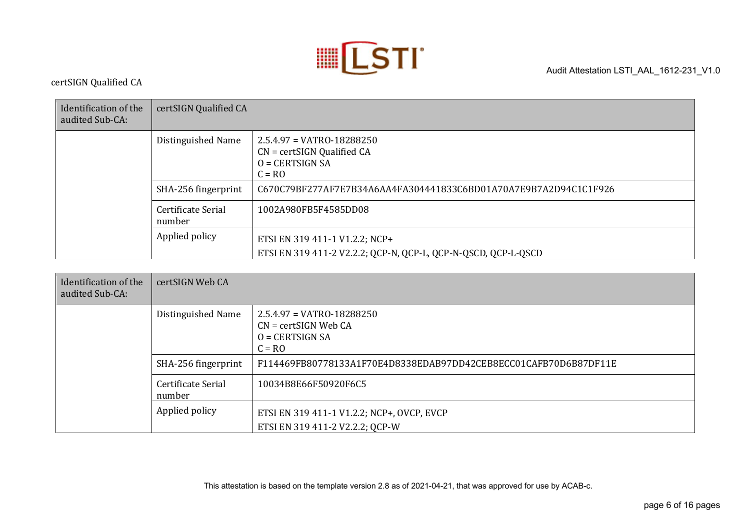certSIGN Qualified CA

| Identification of the audited Sub-CA: | certSIGN Qualified CA | |
|---|---|---|
| | Distinguished Name | 2.5.4.97 = VATRO-18288250<br>CN = certSIGN Qualified CA<br>O = CERTSIGN SA<br>C = RO |
| | SHA-256 fingerprint | C670C79BF277AF7E7B34A6AA4FA304441833C6BD01A70A7E9B7A2D94C1C1F926 |
| | Certificate Serial number | 1002A980FB5F4585DD08 |
| | Applied policy | ETSI EN 319 411-1 V1.2.2; NCP+<br>ETSI EN 319 411-2 V2.2.2; QCP-N, QCP-L, QCP-N-QSCD, QCP-L-QSCD |

| Identification of the audited Sub-CA: | certSIGN Web CA | |
|---|---|---|
| | Distinguished Name | 2.5.4.97 = VATRO-18288250<br>CN = certSIGN Web CA<br>O = CERTSIGN SA<br>C = RO |
| | SHA-256 fingerprint | F114469FB80778133A1F70E4D8338EDAB97DD42CEB8ECC01CAFB70D6B87DF11E |
| | Certificate Serial number | 10034B8E66F50920F6C5 |
| | Applied policy | ETSI EN 319 411-1 V1.2.2; NCP+, OVCP, EVCP<br>ETSI EN 319 411-2 V2.2.2; QCP-W |

This attestation is based on the template version 2.8 as of 2021-04-21, that was approved for use by ACAB-c.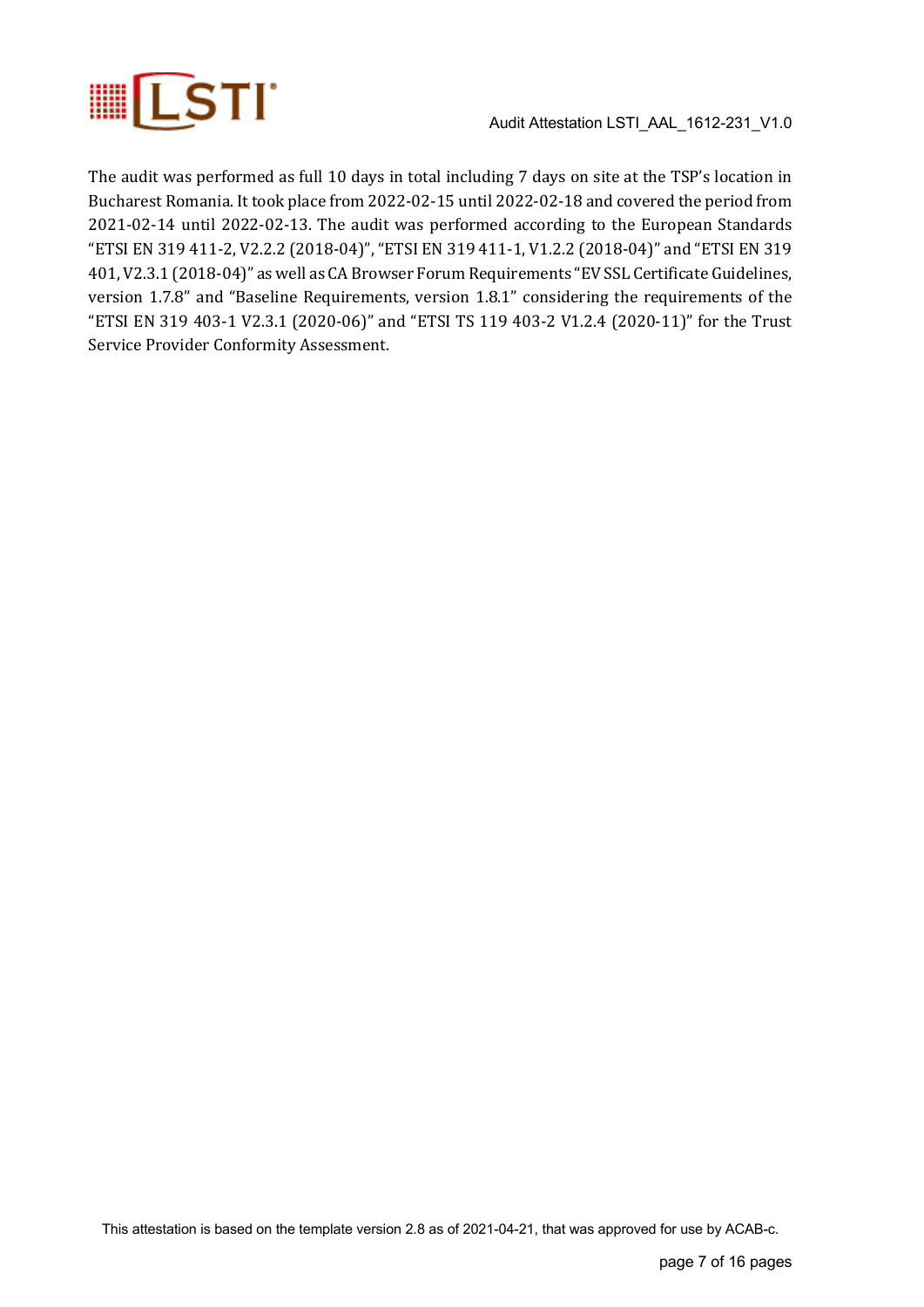The audit was performed as full 10 days in total including 7 days on site at the TSP's location in Bucharest Romania. It took place from 2022-02-15 until 2022-02-18 and covered the period from 2021-02-14 until 2022-02-13. The audit was performed according to the European Standards "ETSI EN 319 411-2, V2.2.2 (2018-04)", "ETSI EN 319 411-1, V1.2.2 (2018-04)" and "ETSI EN 319 401, V2.3.1 (2018-04)" as well as CA Browser Forum Requirements "EV SSL Certificate Guidelines, version 1.7.8" and "Baseline Requirements, version 1.8.1" considering the requirements of the "ETSI EN 319 403-1 V2.3.1 (2020-06)" and "ETSI TS 119 403-2 V1.2.4 (2020-11)" for the Trust Service Provider Conformity Assessment.

This attestation is based on the template version 2.8 as of 2021-04-21, that was approved for use by ACAB-c.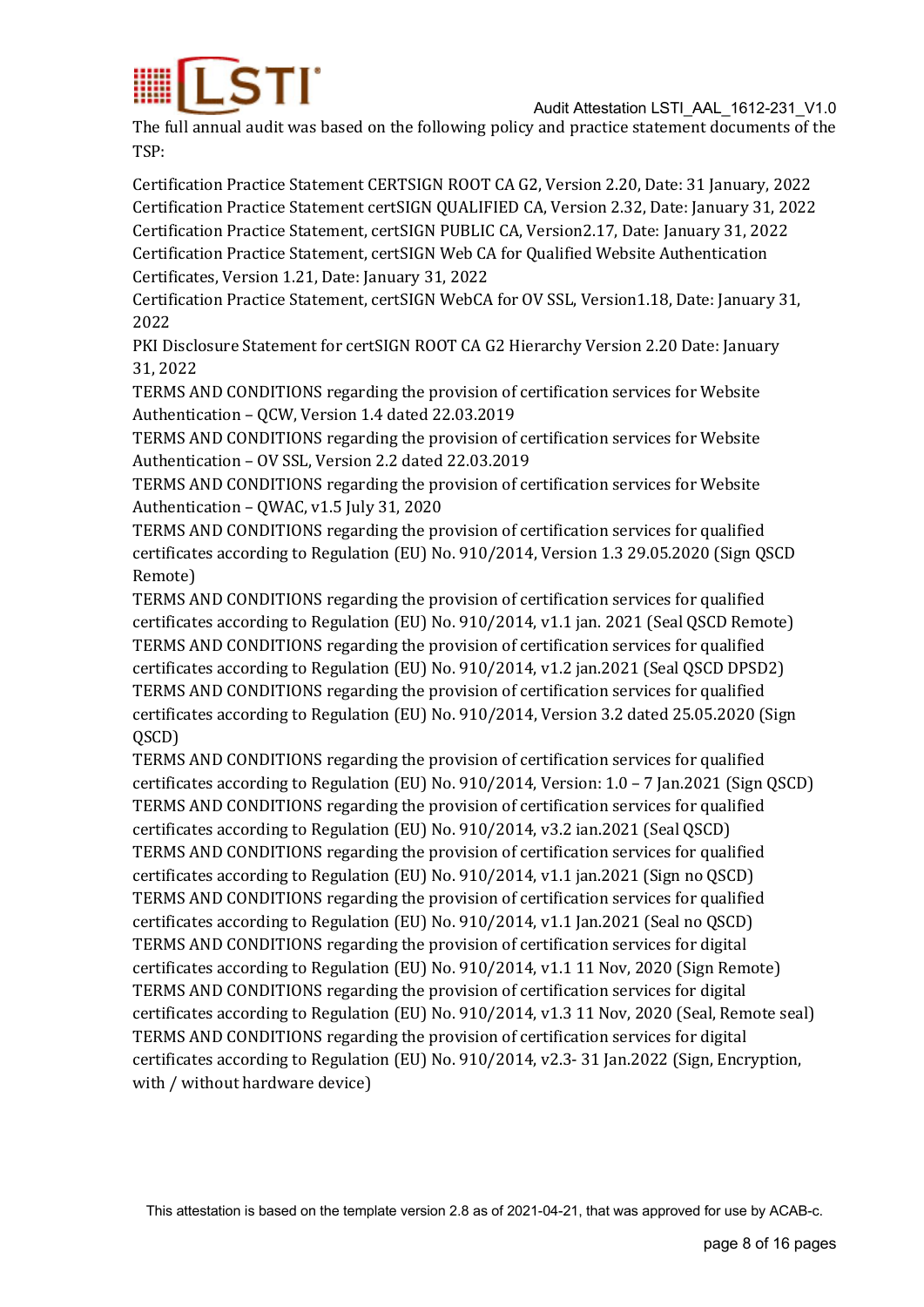The full annual audit was based on the following policy and practice statement documents of the TSP:

Certification Practice Statement CERTSIGN ROOT CA G2, Version 2.20, Date: 31 January, 2022
Certification Practice Statement certSIGN QUALIFIED CA, Version 2.32, Date: January 31, 2022
Certification Practice Statement, certSIGN PUBLIC CA, Version2.17, Date: January 31, 2022
Certification Practice Statement, certSIGN Web CA for Qualified Website Authentication Certificates, Version 1.21, Date: January 31, 2022
Certification Practice Statement, certSIGN WebCA for OV SSL, Version1.18, Date: January 31, 2022
PKI Disclosure Statement for certSIGN ROOT CA G2 Hierarchy Version 2.20 Date: January 31, 2022
TERMS AND CONDITIONS regarding the provision of certification services for Website Authentication – QCW, Version 1.4 dated 22.03.2019
TERMS AND CONDITIONS regarding the provision of certification services for Website Authentication – OV SSL, Version 2.2 dated 22.03.2019
TERMS AND CONDITIONS regarding the provision of certification services for Website Authentication – QWAC, v1.5 July 31, 2020
TERMS AND CONDITIONS regarding the provision of certification services for qualified certificates according to Regulation (EU) No. 910/2014, Version 1.3 29.05.2020 (Sign QSCD Remote)
TERMS AND CONDITIONS regarding the provision of certification services for qualified certificates according to Regulation (EU) No. 910/2014, v1.1 jan. 2021 (Seal QSCD Remote)
TERMS AND CONDITIONS regarding the provision of certification services for qualified certificates according to Regulation (EU) No. 910/2014, v1.2 jan.2021 (Seal QSCD DPSD2)
TERMS AND CONDITIONS regarding the provision of certification services for qualified certificates according to Regulation (EU) No. 910/2014, Version 3.2 dated 25.05.2020 (Sign QSCD)
TERMS AND CONDITIONS regarding the provision of certification services for qualified certificates according to Regulation (EU) No. 910/2014, Version: 1.0 – 7 Jan.2021 (Sign QSCD)
TERMS AND CONDITIONS regarding the provision of certification services for qualified certificates according to Regulation (EU) No. 910/2014, v3.2 ian.2021 (Seal QSCD)
TERMS AND CONDITIONS regarding the provision of certification services for qualified certificates according to Regulation (EU) No. 910/2014, v1.1 jan.2021 (Sign no QSCD)
TERMS AND CONDITIONS regarding the provision of certification services for qualified certificates according to Regulation (EU) No. 910/2014, v1.1 Jan.2021 (Seal no QSCD)
TERMS AND CONDITIONS regarding the provision of certification services for digital certificates according to Regulation (EU) No. 910/2014, v1.1 11 Nov, 2020 (Sign Remote)
TERMS AND CONDITIONS regarding the provision of certification services for digital certificates according to Regulation (EU) No. 910/2014, v1.3 11 Nov, 2020 (Seal, Remote seal)
TERMS AND CONDITIONS regarding the provision of certification services for digital certificates according to Regulation (EU) No. 910/2014, v2.3- 31 Jan.2022 (Sign, Encryption, with / without hardware device)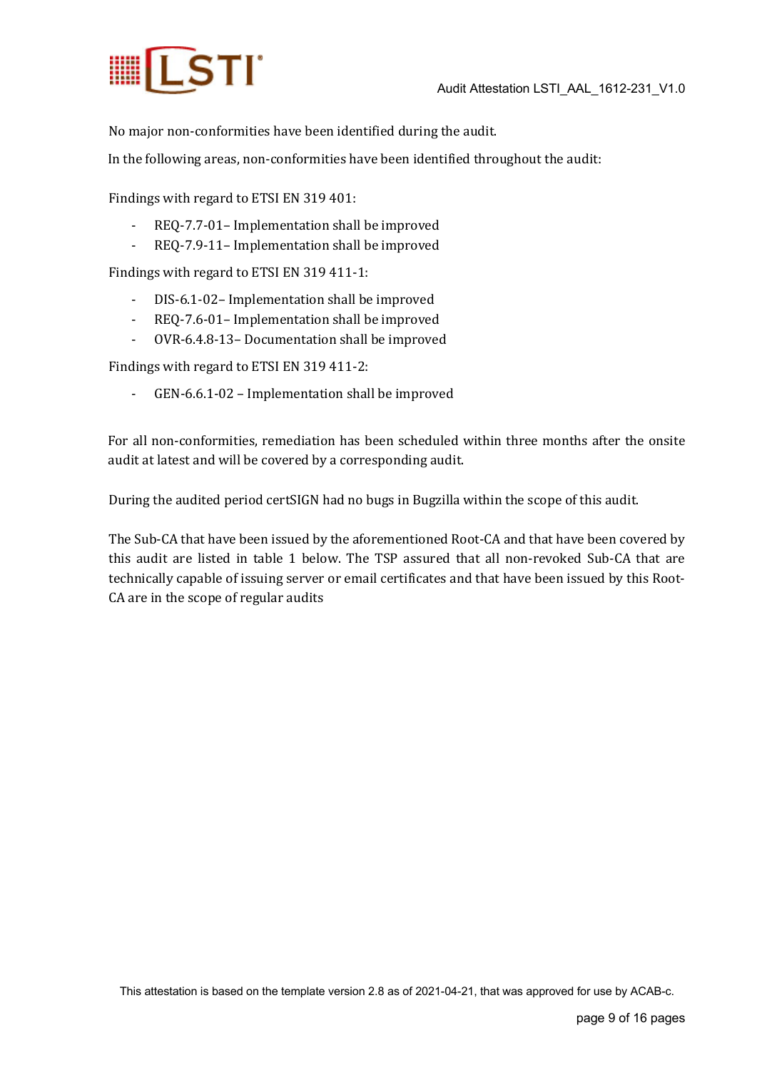No major non-conformities have been identified during the audit.

In the following areas, non-conformities have been identified throughout the audit:

Findings with regard to ETSI EN 319 401:

- REQ-7.7-01– Implementation shall be improved
- REQ-7.9-11– Implementation shall be improved

Findings with regard to ETSI EN 319 411-1:

- DIS-6.1-02– Implementation shall be improved
- REQ-7.6-01– Implementation shall be improved
- OVR-6.4.8-13– Documentation shall be improved

Findings with regard to ETSI EN 319 411-2:

- GEN-6.6.1-02 – Implementation shall be improved

For all non-conformities, remediation has been scheduled within three months after the onsite audit at latest and will be covered by a corresponding audit.

During the audited period certSIGN had no bugs in Bugzilla within the scope of this audit.

The Sub-CA that have been issued by the aforementioned Root-CA and that have been covered by this audit are listed in table 1 below. The TSP assured that all non-revoked Sub-CA that are technically capable of issuing server or email certificates and that have been issued by this Root-CA are in the scope of regular audits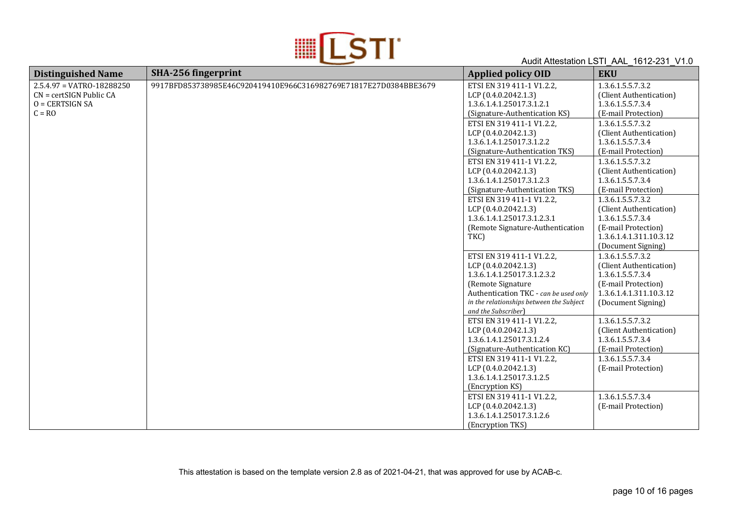| Distinguished Name | SHA-256 fingerprint | Applied policy OID | EKU |
|---|---|---|---|
| 2.5.4.97 = VATRO-18288250<br>CN = certSIGN Public CA<br>O = CERTSIGN SA<br>C = RO | 9917BFD853738985E46C920419410E966C316982769E71817E27D0384BBE3679 | ETSI EN 319 411-1 V1.2.2,<br>LCP (0.4.0.2042.1.3)<br>1.3.6.1.4.1.25017.3.1.2.1<br>(Signature-Authentication KS) | 1.3.6.1.5.5.7.3.2<br>(Client Authentication)<br>1.3.6.1.5.5.7.3.4<br>(E-mail Protection) |
| | | ETSI EN 319 411-1 V1.2.2,<br>LCP (0.4.0.2042.1.3)<br>1.3.6.1.4.1.25017.3.1.2.2<br>(Signature-Authentication TKS) | 1.3.6.1.5.5.7.3.2<br>(Client Authentication)<br>1.3.6.1.5.5.7.3.4<br>(E-mail Protection) |
| | | ETSI EN 319 411-1 V1.2.2,<br>LCP (0.4.0.2042.1.3)<br>1.3.6.1.4.1.25017.3.1.2.3<br>(Signature-Authentication TKS) | 1.3.6.1.5.5.7.3.2<br>(Client Authentication)<br>1.3.6.1.5.5.7.3.4<br>(E-mail Protection) |
| | | ETSI EN 319 411-1 V1.2.2,<br>LCP (0.4.0.2042.1.3)<br>1.3.6.1.4.1.25017.3.1.2.3.1<br>(Remote Signature-Authentication TKC) | 1.3.6.1.5.5.7.3.2<br>(Client Authentication)<br>1.3.6.1.5.5.7.3.4<br>(E-mail Protection)<br>1.3.6.1.4.1.311.10.3.12<br>(Document Signing) |
| | | ETSI EN 319 411-1 V1.2.2,<br>LCP (0.4.0.2042.1.3)<br>1.3.6.1.4.1.25017.3.1.2.3.2<br>(Remote Signature Authentication TKC - *can be used only in the relationships between the Subject and the Subscriber*) | 1.3.6.1.5.5.7.3.2<br>(Client Authentication)<br>1.3.6.1.5.5.7.3.4<br>(E-mail Protection)<br>1.3.6.1.4.1.311.10.3.12<br>(Document Signing) |
| | | ETSI EN 319 411-1 V1.2.2,<br>LCP (0.4.0.2042.1.3)<br>1.3.6.1.4.1.25017.3.1.2.4<br>(Signature-Authentication KC) | 1.3.6.1.5.5.7.3.2<br>(Client Authentication)<br>1.3.6.1.5.5.7.3.4<br>(E-mail Protection) |
| | | ETSI EN 319 411-1 V1.2.2,<br>LCP (0.4.0.2042.1.3)<br>1.3.6.1.4.1.25017.3.1.2.5<br>(Encryption KS) | 1.3.6.1.5.5.7.3.4<br>(E-mail Protection) |
| | | ETSI EN 319 411-1 V1.2.2,<br>LCP (0.4.0.2042.1.3)<br>1.3.6.1.4.1.25017.3.1.2.6<br>(Encryption TKS) | 1.3.6.1.5.5.7.3.4<br>(E-mail Protection) |

This attestation is based on the template version 2.8 as of 2021-04-21, that was approved for use by ACAB-c.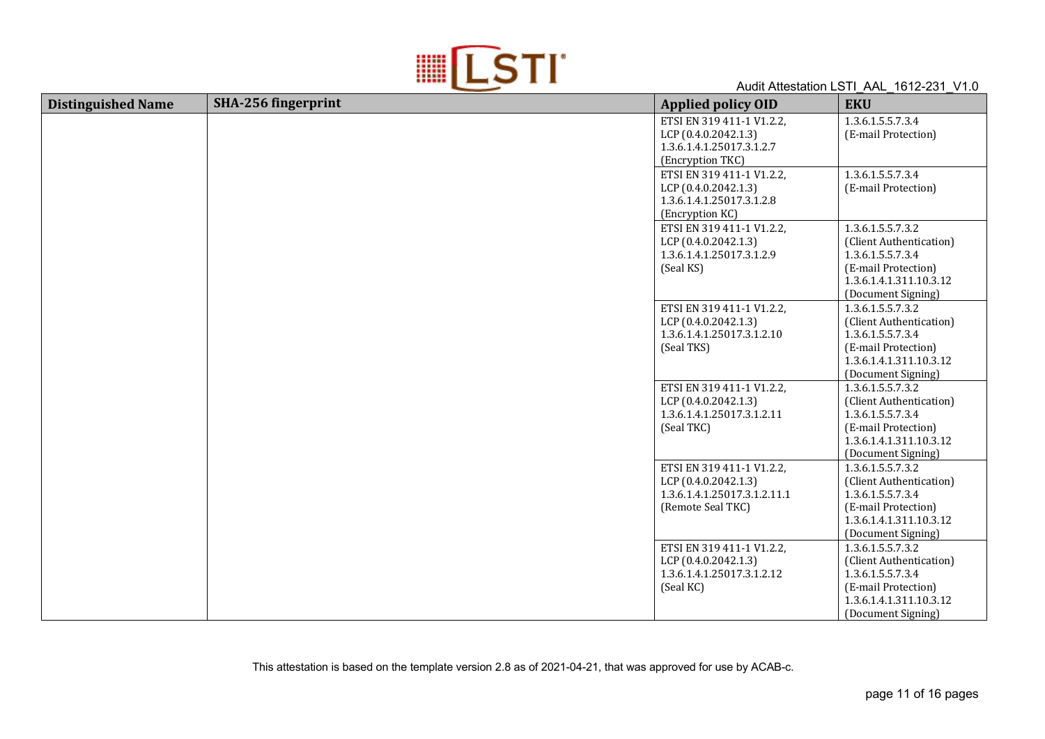| Distinguished Name | SHA-256 fingerprint | Applied policy OID | EKU |
|---|---|---|---|
| | | ETSI EN 319 411-1 V1.2.2, LCP (0.4.0.2042.1.3) 1.3.6.1.4.1.25017.3.1.2.7 (Encryption TKC) | 1.3.6.1.5.5.7.3.4 (E-mail Protection) |
| | | ETSI EN 319 411-1 V1.2.2, LCP (0.4.0.2042.1.3) 1.3.6.1.4.1.25017.3.1.2.8 (Encryption KC) | 1.3.6.1.5.5.7.3.4 (E-mail Protection) |
| | | ETSI EN 319 411-1 V1.2.2, LCP (0.4.0.2042.1.3) 1.3.6.1.4.1.25017.3.1.2.9 (Seal KS) | 1.3.6.1.5.5.7.3.2 (Client Authentication) 1.3.6.1.5.5.7.3.4 (E-mail Protection) 1.3.6.1.4.1.311.10.3.12 (Document Signing) |
| | | ETSI EN 319 411-1 V1.2.2, LCP (0.4.0.2042.1.3) 1.3.6.1.4.1.25017.3.1.2.10 (Seal TKS) | 1.3.6.1.5.5.7.3.2 (Client Authentication) 1.3.6.1.5.5.7.3.4 (E-mail Protection) 1.3.6.1.4.1.311.10.3.12 (Document Signing) |
| | | ETSI EN 319 411-1 V1.2.2, LCP (0.4.0.2042.1.3) 1.3.6.1.4.1.25017.3.1.2.11 (Seal TKC) | 1.3.6.1.5.5.7.3.2 (Client Authentication) 1.3.6.1.5.5.7.3.4 (E-mail Protection) 1.3.6.1.4.1.311.10.3.12 (Document Signing) |
| | | ETSI EN 319 411-1 V1.2.2, LCP (0.4.0.2042.1.3) 1.3.6.1.4.1.25017.3.1.2.11.1 (Remote Seal TKC) | 1.3.6.1.5.5.7.3.2 (Client Authentication) 1.3.6.1.5.5.7.3.4 (E-mail Protection) 1.3.6.1.4.1.311.10.3.12 (Document Signing) |
| | | ETSI EN 319 411-1 V1.2.2, LCP (0.4.0.2042.1.3) 1.3.6.1.4.1.25017.3.1.2.12 (Seal KC) | 1.3.6.1.5.5.7.3.2 (Client Authentication) 1.3.6.1.5.5.7.3.4 (E-mail Protection) 1.3.6.1.4.1.311.10.3.12 (Document Signing) |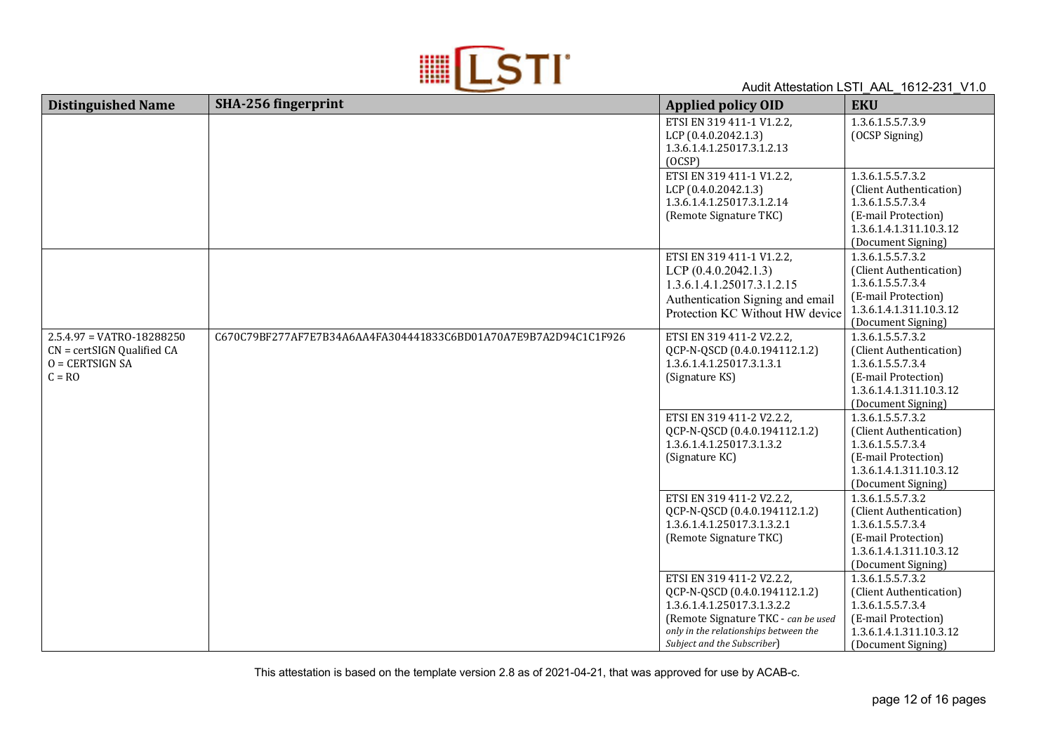| Distinguished Name | SHA-256 fingerprint | Applied policy OID | EKU |
|---|---|---|---|
| | | ETSI EN 319 411-1 V1.2.2, LCP (0.4.0.2042.1.3) 1.3.6.1.4.1.25017.3.1.2.13 (OCSP) | 1.3.6.1.5.5.7.3.9 (OCSP Signing) |
| | | ETSI EN 319 411-1 V1.2.2, LCP (0.4.0.2042.1.3) 1.3.6.1.4.1.25017.3.1.2.14 (Remote Signature TKC) | 1.3.6.1.5.5.7.3.2 (Client Authentication) 1.3.6.1.5.5.7.3.4 (E-mail Protection) 1.3.6.1.4.1.311.10.3.12 (Document Signing) |
| | | ETSI EN 319 411-1 V1.2.2, LCP (0.4.0.2042.1.3) 1.3.6.1.4.1.25017.3.1.2.15 Authentication Signing and email Protection KC Without HW device | 1.3.6.1.5.5.7.3.2 (Client Authentication) 1.3.6.1.5.5.7.3.4 (E-mail Protection) 1.3.6.1.4.1.311.10.3.12 (Document Signing) |
| 2.5.4.97 = VATRO-18288250 CN = certSIGN Qualified CA O = CERTSIGN SA C = RO | C670C79BF277AF7E7B34A6AA4FA304441833C6BD01A70A7E9B7A2D94C1C1F926 | ETSI EN 319 411-2 V2.2.2, QCP-N-QSCD (0.4.0.194112.1.2) 1.3.6.1.4.1.25017.3.1.3.1 (Signature KS) | 1.3.6.1.5.5.7.3.2 (Client Authentication) 1.3.6.1.5.5.7.3.4 (E-mail Protection) 1.3.6.1.4.1.311.10.3.12 (Document Signing) |
| | | ETSI EN 319 411-2 V2.2.2, QCP-N-QSCD (0.4.0.194112.1.2) 1.3.6.1.4.1.25017.3.1.3.2 (Signature KC) | 1.3.6.1.5.5.7.3.2 (Client Authentication) 1.3.6.1.5.5.7.3.4 (E-mail Protection) 1.3.6.1.4.1.311.10.3.12 (Document Signing) |
| | | ETSI EN 319 411-2 V2.2.2, QCP-N-QSCD (0.4.0.194112.1.2) 1.3.6.1.4.1.25017.3.1.3.2.1 (Remote Signature TKC) | 1.3.6.1.5.5.7.3.2 (Client Authentication) 1.3.6.1.5.5.7.3.4 (E-mail Protection) 1.3.6.1.4.1.311.10.3.12 (Document Signing) |
| | | ETSI EN 319 411-2 V2.2.2, QCP-N-QSCD (0.4.0.194112.1.2) 1.3.6.1.4.1.25017.3.1.3.2.2 (Remote Signature TKC - *can be used only in the relationships between the Subject and the Subscriber*) | 1.3.6.1.5.5.7.3.2 (Client Authentication) 1.3.6.1.5.5.7.3.4 (E-mail Protection) 1.3.6.1.4.1.311.10.3.12 (Document Signing) |

This attestation is based on the template version 2.8 as of 2021-04-21, that was approved for use by ACAB-c.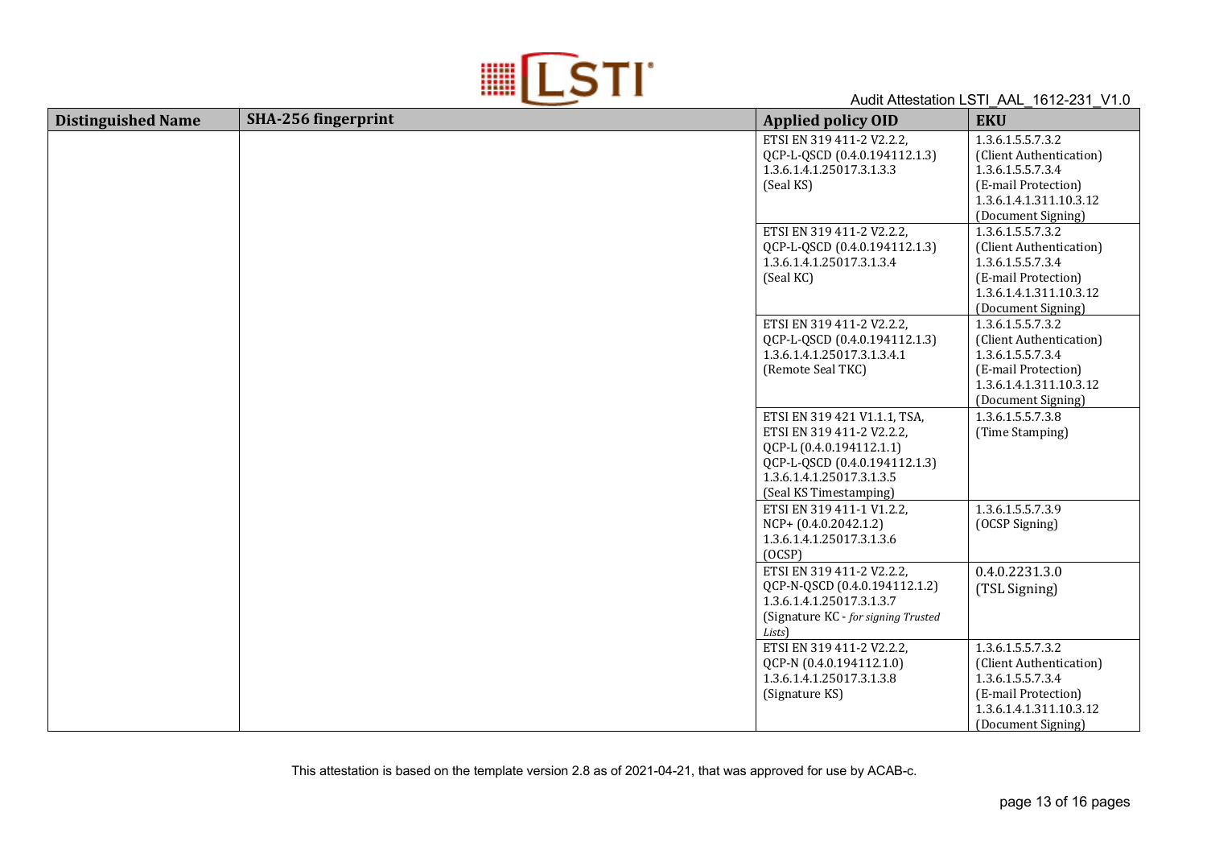| Distinguished Name | SHA-256 fingerprint | Applied policy OID | EKU |
|---|---|---|---|
| | | ETSI EN 319 411-2 V2.2.2, QCP-L-QSCD (0.4.0.194112.1.3) 1.3.6.1.4.1.25017.3.1.3.3 (Seal KS) | 1.3.6.1.5.5.7.3.2 (Client Authentication) 1.3.6.1.5.5.7.3.4 (E-mail Protection) 1.3.6.1.4.1.311.10.3.12 (Document Signing) |
| | | ETSI EN 319 411-2 V2.2.2, QCP-L-QSCD (0.4.0.194112.1.3) 1.3.6.1.4.1.25017.3.1.3.4 (Seal KC) | 1.3.6.1.5.5.7.3.2 (Client Authentication) 1.3.6.1.5.5.7.3.4 (E-mail Protection) 1.3.6.1.4.1.311.10.3.12 (Document Signing) |
| | | ETSI EN 319 411-2 V2.2.2, QCP-L-QSCD (0.4.0.194112.1.3) 1.3.6.1.4.1.25017.3.1.3.4.1 (Remote Seal TKC) | 1.3.6.1.5.5.7.3.2 (Client Authentication) 1.3.6.1.5.5.7.3.4 (E-mail Protection) 1.3.6.1.4.1.311.10.3.12 (Document Signing) |
| | | ETSI EN 319 421 V1.1.1, TSA, ETSI EN 319 411-2 V2.2.2, QCP-L (0.4.0.194112.1.1) QCP-L-QSCD (0.4.0.194112.1.3) 1.3.6.1.4.1.25017.3.1.3.5 (Seal KS Timestamping) | 1.3.6.1.5.5.7.3.8 (Time Stamping) |
| | | ETSI EN 319 411-1 V1.2.2, NCP+ (0.4.0.2042.1.2) 1.3.6.1.4.1.25017.3.1.3.6 (OCSP) | 1.3.6.1.5.5.7.3.9 (OCSP Signing) |
| | | ETSI EN 319 411-2 V2.2.2, QCP-N-QSCD (0.4.0.194112.1.2) 1.3.6.1.4.1.25017.3.1.3.7 (Signature KC - *for signing Trusted Lists*) | 0.4.0.2231.3.0 (TSL Signing) |
| | | ETSI EN 319 411-2 V2.2.2, QCP-N (0.4.0.194112.1.0) 1.3.6.1.4.1.25017.3.1.3.8 (Signature KS) | 1.3.6.1.5.5.7.3.2 (Client Authentication) 1.3.6.1.5.5.7.3.4 (E-mail Protection) 1.3.6.1.4.1.311.10.3.12 (Document Signing) |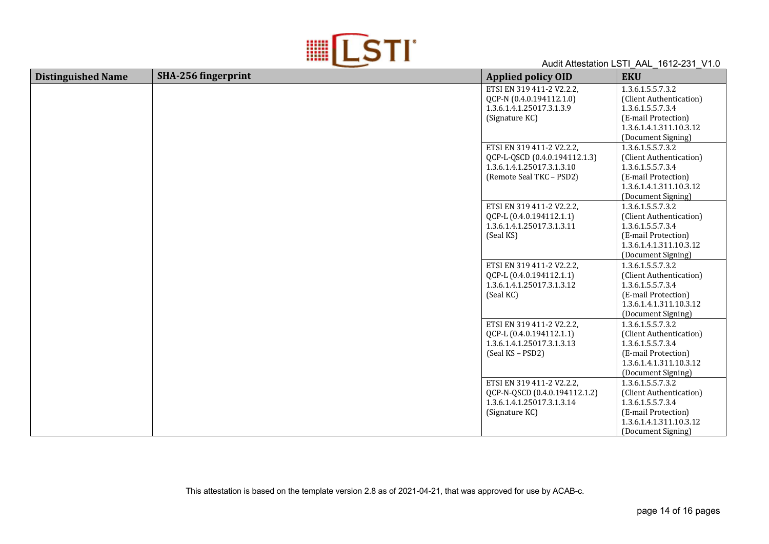| Distinguished Name | SHA-256 fingerprint | Applied policy OID | EKU |
|---|---|---|---|
| | | ETSI EN 319 411-2 V2.2.2, QCP-N (0.4.0.194112.1.0) 1.3.6.1.4.1.25017.3.1.3.9 (Signature KC) | 1.3.6.1.5.5.7.3.2 (Client Authentication) 1.3.6.1.5.5.7.3.4 (E-mail Protection) 1.3.6.1.4.1.311.10.3.12 (Document Signing) |
| | | ETSI EN 319 411-2 V2.2.2, QCP-L-QSCD (0.4.0.194112.1.3) 1.3.6.1.4.1.25017.3.1.3.10 (Remote Seal TKC – PSD2) | 1.3.6.1.5.5.7.3.2 (Client Authentication) 1.3.6.1.5.5.7.3.4 (E-mail Protection) 1.3.6.1.4.1.311.10.3.12 (Document Signing) |
| | | ETSI EN 319 411-2 V2.2.2, QCP-L (0.4.0.194112.1.1) 1.3.6.1.4.1.25017.3.1.3.11 (Seal KS) | 1.3.6.1.5.5.7.3.2 (Client Authentication) 1.3.6.1.5.5.7.3.4 (E-mail Protection) 1.3.6.1.4.1.311.10.3.12 (Document Signing) |
| | | ETSI EN 319 411-2 V2.2.2, QCP-L (0.4.0.194112.1.1) 1.3.6.1.4.1.25017.3.1.3.12 (Seal KC) | 1.3.6.1.5.5.7.3.2 (Client Authentication) 1.3.6.1.5.5.7.3.4 (E-mail Protection) 1.3.6.1.4.1.311.10.3.12 (Document Signing) |
| | | ETSI EN 319 411-2 V2.2.2, QCP-L (0.4.0.194112.1.1) 1.3.6.1.4.1.25017.3.1.3.13 (Seal KS – PSD2) | 1.3.6.1.5.5.7.3.2 (Client Authentication) 1.3.6.1.5.5.7.3.4 (E-mail Protection) 1.3.6.1.4.1.311.10.3.12 (Document Signing) |
| | | ETSI EN 319 411-2 V2.2.2, QCP-N-QSCD (0.4.0.194112.1.2) 1.3.6.1.4.1.25017.3.1.3.14 (Signature KC) | 1.3.6.1.5.5.7.3.2 (Client Authentication) 1.3.6.1.5.5.7.3.4 (E-mail Protection) 1.3.6.1.4.1.311.10.3.12 (Document Signing) |

This attestation is based on the template version 2.8 as of 2021-04-21, that was approved for use by ACAB-c.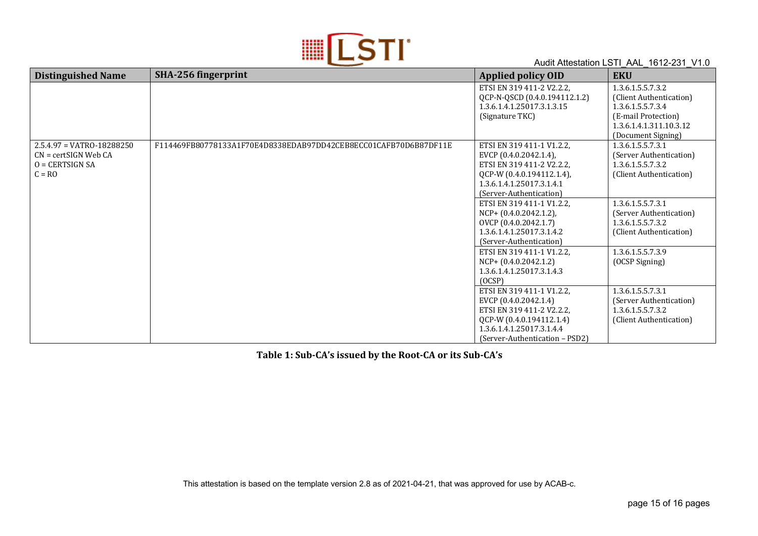| Distinguished Name | SHA-256 fingerprint | Applied policy OID | EKU |
|---|---|---|---|
| | | ETSI EN 319 411-2 V2.2.2,<br>QCP-N-QSCD (0.4.0.194112.1.2)<br>1.3.6.1.4.1.25017.3.1.3.15<br>(Signature TKC) | 1.3.6.1.5.5.7.3.2<br>(Client Authentication)<br>1.3.6.1.5.5.7.3.4<br>(E-mail Protection)<br>1.3.6.1.4.1.311.10.3.12<br>(Document Signing) |
| 2.5.4.97 = VATRO-18288250<br>CN = certSIGN Web CA<br>O = CERTSIGN SA<br>C = RO | F114469FB80778133A1F70E4D8338EDAB97DD42CEB8ECC01CAFB70D6B87DF11E | ETSI EN 319 411-1 V1.2.2,<br>EVCP (0.4.0.2042.1.4),<br>ETSI EN 319 411-2 V2.2.2,<br>QCP-W (0.4.0.194112.1.4),<br>1.3.6.1.4.1.25017.3.1.4.1<br>(Server-Authentication) | 1.3.6.1.5.5.7.3.1<br>(Server Authentication)<br>1.3.6.1.5.5.7.3.2<br>(Client Authentication) |
| | | ETSI EN 319 411-1 V1.2.2,<br>NCP+ (0.4.0.2042.1.2),<br>OVCP (0.4.0.2042.1.7)<br>1.3.6.1.4.1.25017.3.1.4.2<br>(Server-Authentication) | 1.3.6.1.5.5.7.3.1<br>(Server Authentication)<br>1.3.6.1.5.5.7.3.2<br>(Client Authentication) |
| | | ETSI EN 319 411-1 V1.2.2,<br>NCP+ (0.4.0.2042.1.2)<br>1.3.6.1.4.1.25017.3.1.4.3<br>(OCSP) | 1.3.6.1.5.5.7.3.9<br>(OCSP Signing) |
| | | ETSI EN 319 411-1 V1.2.2,<br>EVCP (0.4.0.2042.1.4)<br>ETSI EN 319 411-2 V2.2.2,<br>QCP-W (0.4.0.194112.1.4)<br>1.3.6.1.4.1.25017.3.1.4.4<br>(Server-Authentication – PSD2) | 1.3.6.1.5.5.7.3.1<br>(Server Authentication)<br>1.3.6.1.5.5.7.3.2<br>(Client Authentication) |

**Table 1: Sub-CA's issued by the Root-CA or its Sub-CA's**

This attestation is based on the template version 2.8 as of 2021-04-21, that was approved for use by ACAB-c.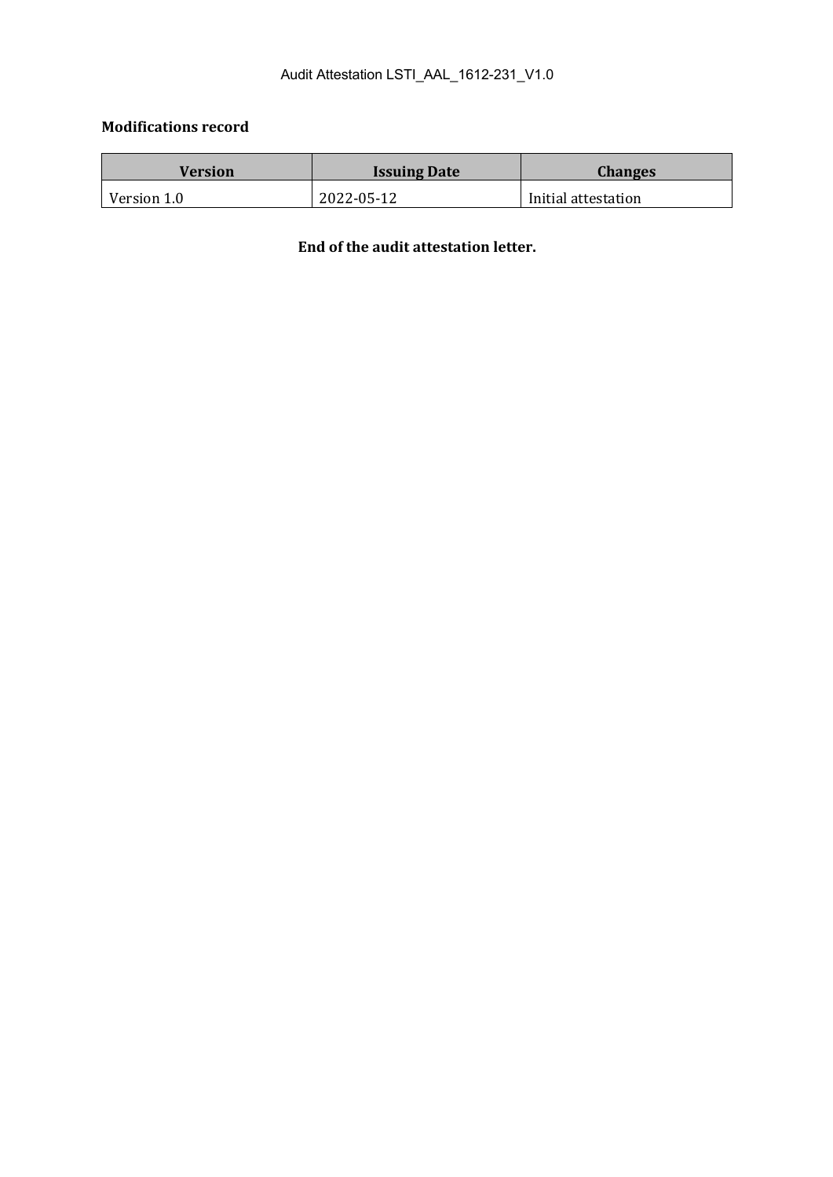**Modifications record**

| Version | Issuing Date | Changes |
|---|---|---|
| Version 1.0 | 2022-05-12 | Initial attestation |

**End of the audit attestation letter.**